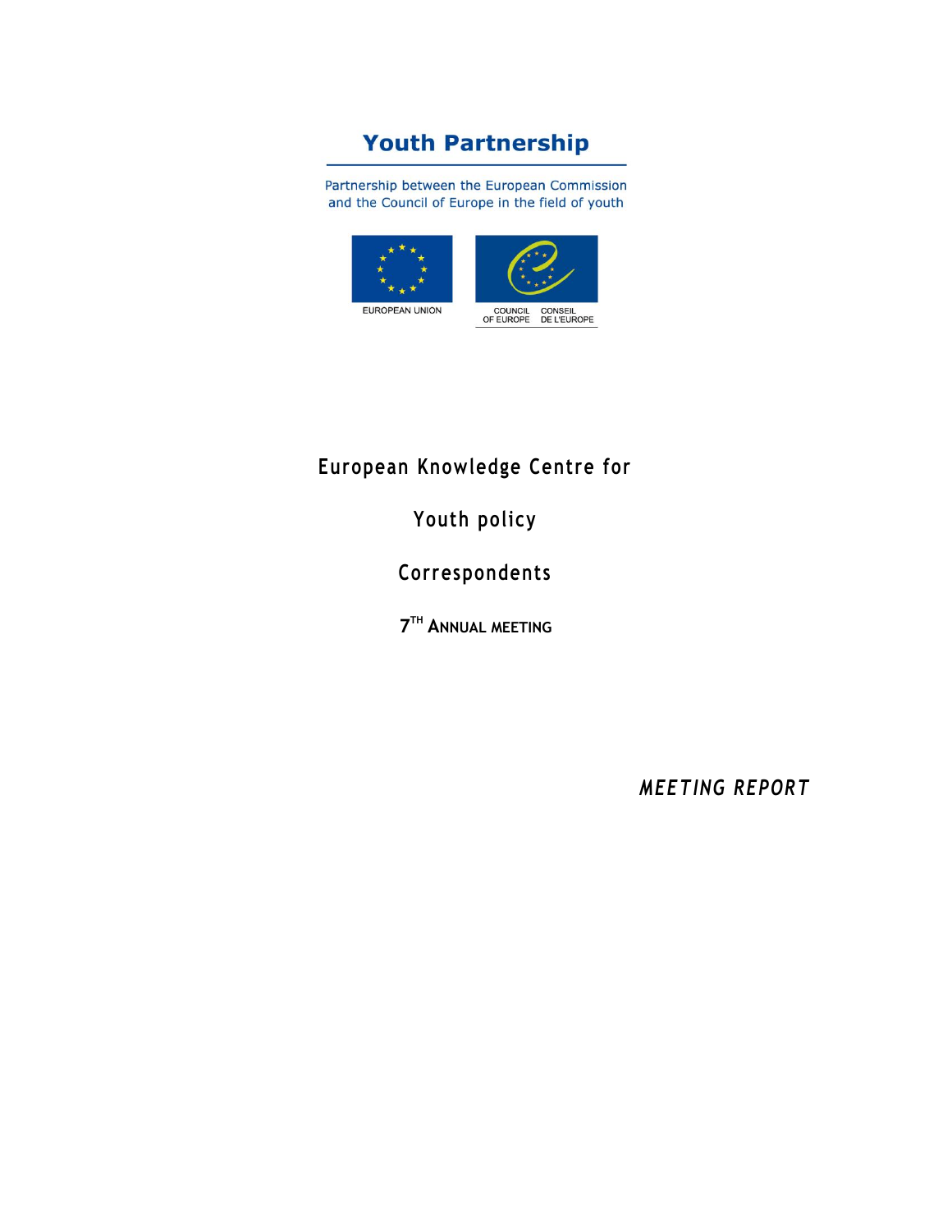# Youth Partnership

Partnership between the European Commission and the Council of Europe in the field of youth

EUROPEAN UNION

COUNCIL OF EUROPE CONSEIL DE L'EUROPE

## European Knowledge Centre for Youth policy Correspondents

### 7TH ANNUAL MEETING

*MEETING REPORT*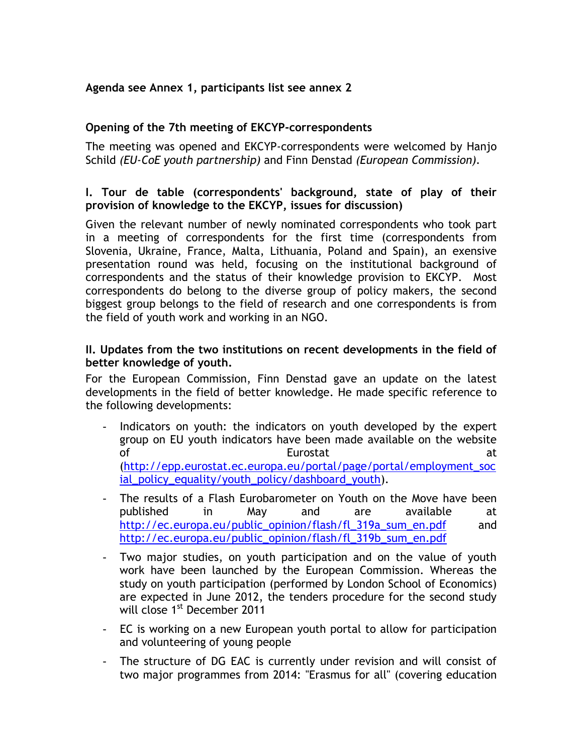**Agenda see Annex 1, participants list see annex 2**

**Opening of the 7th meeting of EKCYP-correspondents**

The meeting was opened and EKCYP-correspondents were welcomed by Hanjo Schild *(EU-CoE youth partnership)* and Finn Denstad *(European Commission)*.

**I. Tour de table (correspondents' background, state of play of their provision of knowledge to the EKCYP, issues for discussion)**

Given the relevant number of newly nominated correspondents who took part in a meeting of correspondents for the first time (correspondents from Slovenia, Ukraine, France, Malta, Lithuania, Poland and Spain), an exensive presentation round was held, focusing on the institutional background of correspondents and the status of their knowledge provision to EKCYP. Most correspondents do belong to the diverse group of policy makers, the second biggest group belongs to the field of research and one correspondents is from the field of youth work and working in an NGO.

**II. Updates from the two institutions on recent developments in the field of better knowledge of youth.**

For the European Commission, Finn Denstad gave an update on the latest developments in the field of better knowledge. He made specific reference to the following developments:

- Indicators on youth: the indicators on youth developed by the expert group on EU youth indicators have been made available on the website of Eurostat at (http://epp.eurostat.ec.europa.eu/portal/page/portal/employment_social_policy_equality/youth_policy/dashboard_youth).
- The results of a Flash Eurobarometer on Youth on the Move have been published in May and are available at http://ec.europa.eu/public_opinion/flash/fl_319a_sum_en.pdf and http://ec.europa.eu/public_opinion/flash/fl_319b_sum_en.pdf
- Two major studies, on youth participation and on the value of youth work have been launched by the European Commission. Whereas the study on youth participation (performed by London School of Economics) are expected in June 2012, the tenders procedure for the second study will close 1st December 2011
- EC is working on a new European youth portal to allow for participation and volunteering of young people
- The structure of DG EAC is currently under revision and will consist of two major programmes from 2014: "Erasmus for all" (covering education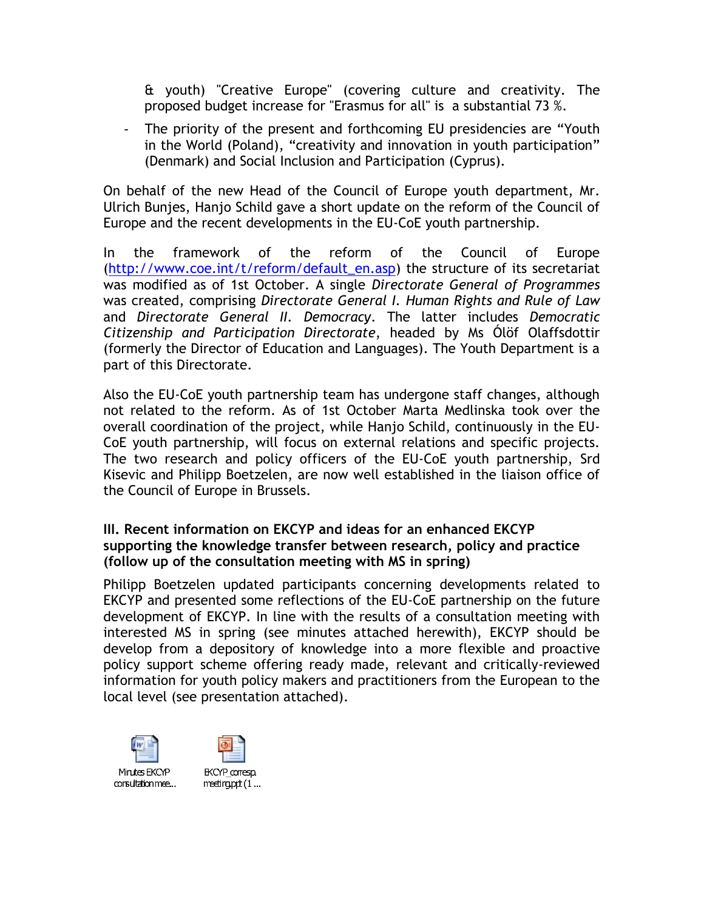& youth) "Creative Europe" (covering culture and creativity. The proposed budget increase for "Erasmus for all" is a substantial 73 %.

- The priority of the present and forthcoming EU presidencies are "Youth in the World (Poland), "creativity and innovation in youth participation" (Denmark) and Social Inclusion and Participation (Cyprus).

On behalf of the new Head of the Council of Europe youth department, Mr. Ulrich Bunjes, Hanjo Schild gave a short update on the reform of the Council of Europe and the recent developments in the EU-CoE youth partnership.

In the framework of the reform of the Council of Europe (http://www.coe.int/t/reform/default_en.asp) the structure of its secretariat was modified as of 1st October. A single *Directorate General of Programmes* was created, comprising *Directorate General I. Human Rights and Rule of Law* and *Directorate General II. Democracy*. The latter includes *Democratic Citizenship and Participation Directorate*, headed by Ms Ólöf Olaffsdottir (formerly the Director of Education and Languages). The Youth Department is a part of this Directorate.

Also the EU-CoE youth partnership team has undergone staff changes, although not related to the reform. As of 1st October Marta Medlinska took over the overall coordination of the project, while Hanjo Schild, continuously in the EU-CoE youth partnership, will focus on external relations and specific projects. The two research and policy officers of the EU-CoE youth partnership, Srd Kisevic and Philipp Boetzelen, are now well established in the liaison office of the Council of Europe in Brussels.

**III. Recent information on EKCYP and ideas for an enhanced EKCYP supporting the knowledge transfer between research, policy and practice (follow up of the consultation meeting with MS in spring)**

Philipp Boetzelen updated participants concerning developments related to EKCYP and presented some reflections of the EU-CoE partnership on the future development of EKCYP. In line with the results of a consultation meeting with interested MS in spring (see minutes attached herewith), EKCYP should be develop from a depository of knowledge into a more flexible and proactive policy support scheme offering ready made, relevant and critically-reviewed information for youth policy makers and practitioners from the European to the local level (see presentation attached).

Minutes EKCYP consultation mee...

EKCYP_corresp. meeting.ppt (1 ...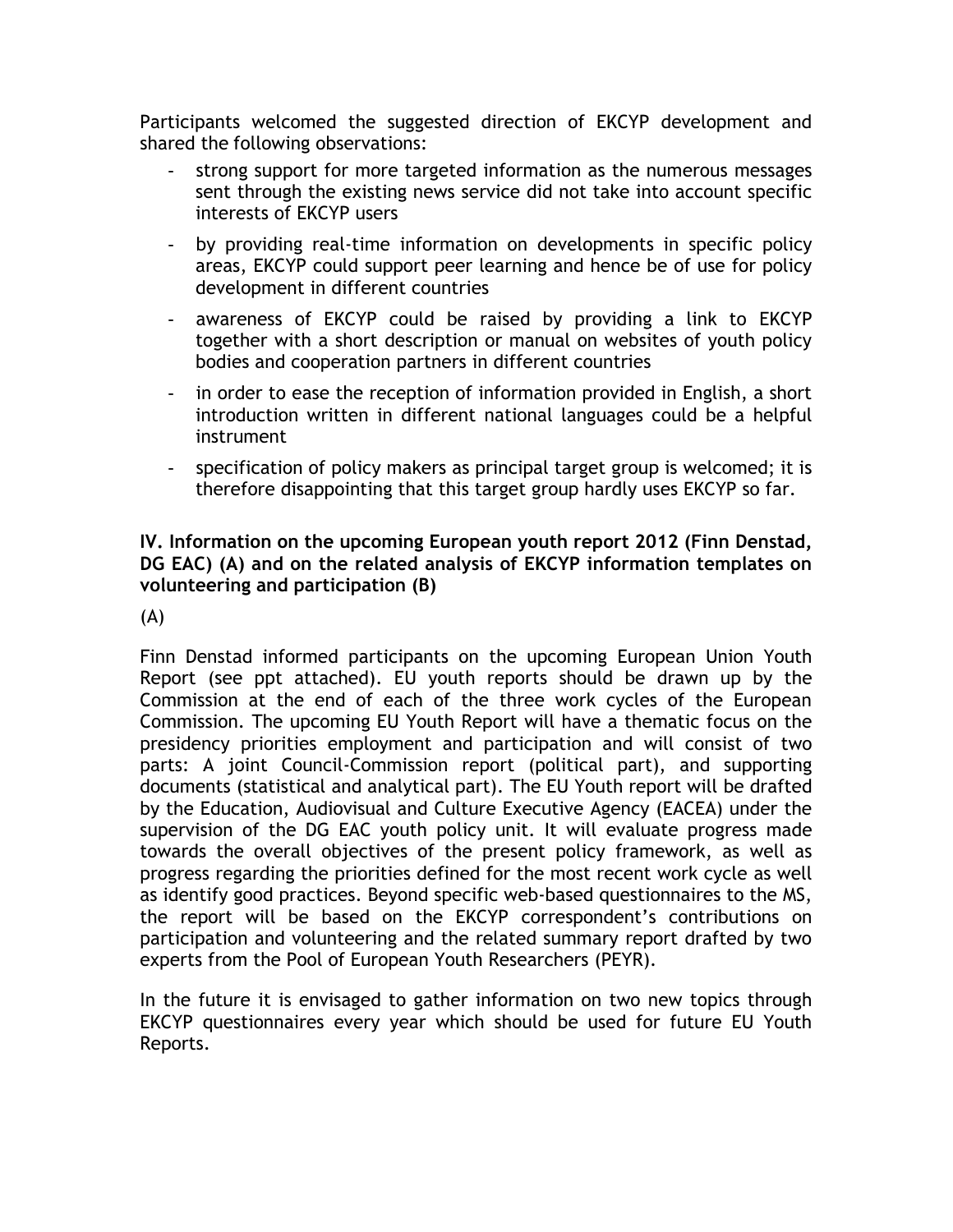Participants welcomed the suggested direction of EKCYP development and shared the following observations:

- strong support for more targeted information as the numerous messages sent through the existing news service did not take into account specific interests of EKCYP users
- by providing real-time information on developments in specific policy areas, EKCYP could support peer learning and hence be of use for policy development in different countries
- awareness of EKCYP could be raised by providing a link to EKCYP together with a short description or manual on websites of youth policy bodies and cooperation partners in different countries
- in order to ease the reception of information provided in English, a short introduction written in different national languages could be a helpful instrument
- specification of policy makers as principal target group is welcomed; it is therefore disappointing that this target group hardly uses EKCYP so far.

**IV. Information on the upcoming European youth report 2012 (Finn Denstad, DG EAC) (A) and on the related analysis of EKCYP information templates on volunteering and participation (B)**

(A)

Finn Denstad informed participants on the upcoming European Union Youth Report (see ppt attached). EU youth reports should be drawn up by the Commission at the end of each of the three work cycles of the European Commission. The upcoming EU Youth Report will have a thematic focus on the presidency priorities employment and participation and will consist of two parts: A joint Council-Commission report (political part), and supporting documents (statistical and analytical part). The EU Youth report will be drafted by the Education, Audiovisual and Culture Executive Agency (EACEA) under the supervision of the DG EAC youth policy unit. It will evaluate progress made towards the overall objectives of the present policy framework, as well as progress regarding the priorities defined for the most recent work cycle as well as identify good practices. Beyond specific web-based questionnaires to the MS, the report will be based on the EKCYP correspondent's contributions on participation and volunteering and the related summary report drafted by two experts from the Pool of European Youth Researchers (PEYR).

In the future it is envisaged to gather information on two new topics through EKCYP questionnaires every year which should be used for future EU Youth Reports.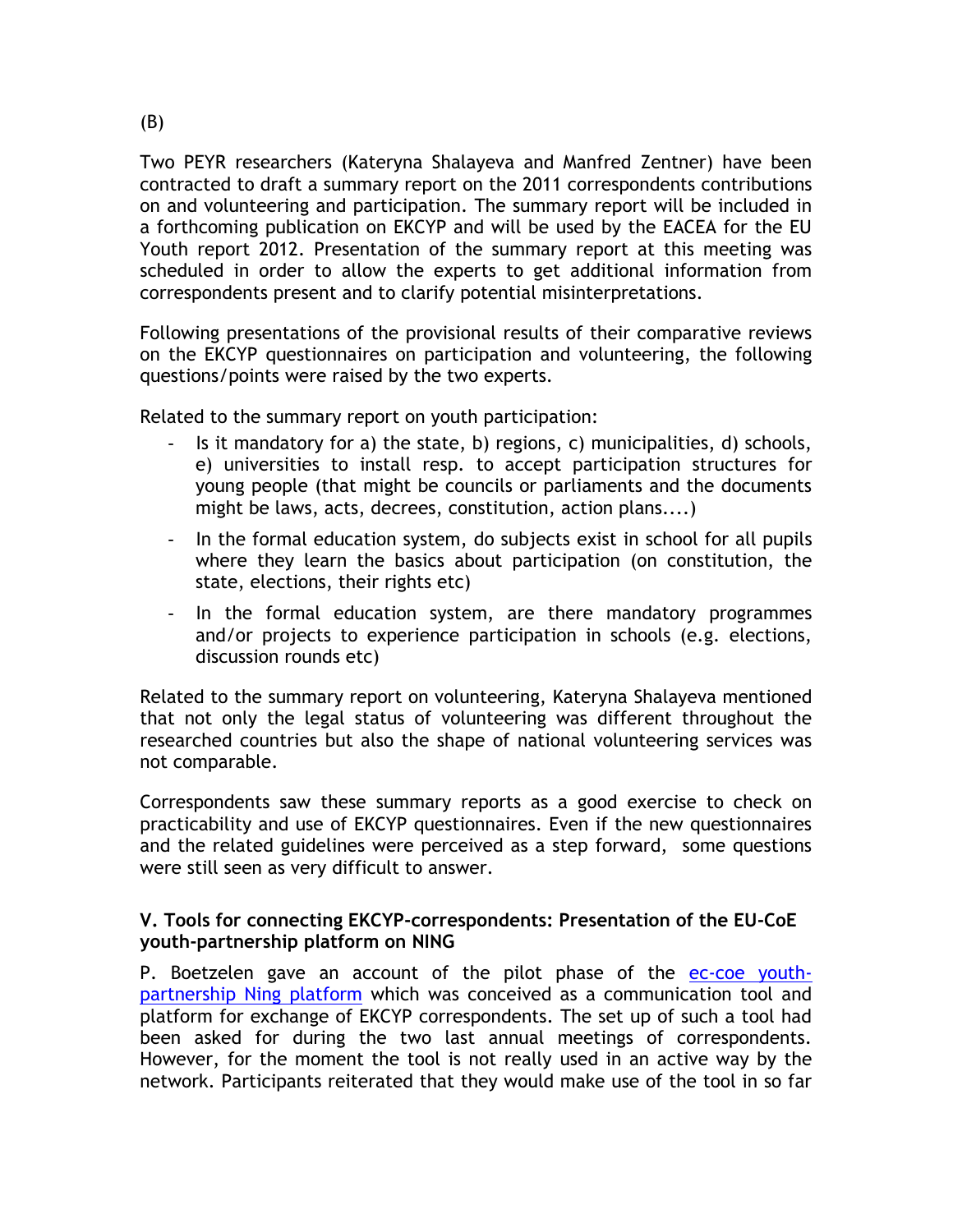(B)

Two PEYR researchers (Kateryna Shalayeva and Manfred Zentner) have been contracted to draft a summary report on the 2011 correspondents contributions on and volunteering and participation. The summary report will be included in a forthcoming publication on EKCYP and will be used by the EACEA for the EU Youth report 2012. Presentation of the summary report at this meeting was scheduled in order to allow the experts to get additional information from correspondents present and to clarify potential misinterpretations.

Following presentations of the provisional results of their comparative reviews on the EKCYP questionnaires on participation and volunteering, the following questions/points were raised by the two experts.

Related to the summary report on youth participation:

- Is it mandatory for a) the state, b) regions, c) municipalities, d) schools, e) universities to install resp. to accept participation structures for young people (that might be councils or parliaments and the documents might be laws, acts, decrees, constitution, action plans....)
- In the formal education system, do subjects exist in school for all pupils where they learn the basics about participation (on constitution, the state, elections, their rights etc)
- In the formal education system, are there mandatory programmes and/or projects to experience participation in schools (e.g. elections, discussion rounds etc)

Related to the summary report on volunteering, Kateryna Shalayeva mentioned that not only the legal status of volunteering was different throughout the researched countries but also the shape of national volunteering services was not comparable.

Correspondents saw these summary reports as a good exercise to check on practicability and use of EKCYP questionnaires. Even if the new questionnaires and the related guidelines were perceived as a step forward, some questions were still seen as very difficult to answer.

### V. Tools for connecting EKCYP-correspondents: Presentation of the EU-CoE youth-partnership platform on NING

P. Boetzelen gave an account of the pilot phase of the [ec-coe youth-partnership Ning platform]() which was conceived as a communication tool and platform for exchange of EKCYP correspondents. The set up of such a tool had been asked for during the two last annual meetings of correspondents. However, for the moment the tool is not really used in an active way by the network. Participants reiterated that they would make use of the tool in so far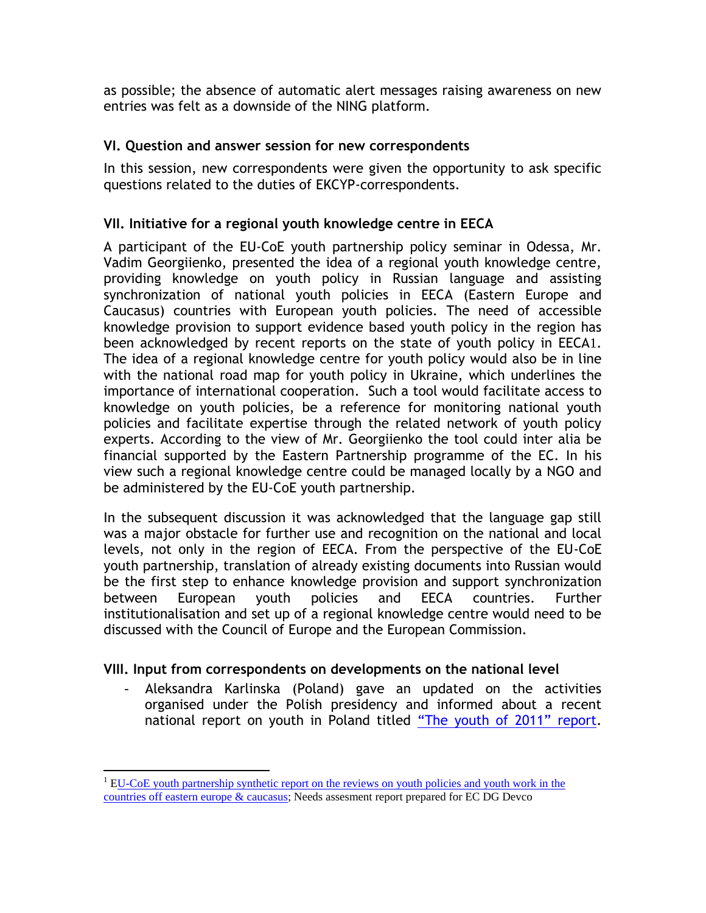as possible; the absence of automatic alert messages raising awareness on new entries was felt as a downside of the NING platform.

### VI. Question and answer session for new correspondents

In this session, new correspondents were given the opportunity to ask specific questions related to the duties of EKCYP-correspondents.

### VII. Initiative for a regional youth knowledge centre in EECA

A participant of the EU-CoE youth partnership policy seminar in Odessa, Mr. Vadim Georgiienko, presented the idea of a regional youth knowledge centre, providing knowledge on youth policy in Russian language and assisting synchronization of national youth policies in EECA (Eastern Europe and Caucasus) countries with European youth policies. The need of accessible knowledge provision to support evidence based youth policy in the region has been acknowledged by recent reports on the state of youth policy in EECA[1]. The idea of a regional knowledge centre for youth policy would also be in line with the national road map for youth policy in Ukraine, which underlines the importance of international cooperation. Such a tool would facilitate access to knowledge on youth policies, be a reference for monitoring national youth policies and facilitate expertise through the related network of youth policy experts. According to the view of Mr. Georgiienko the tool could inter alia be financial supported by the Eastern Partnership programme of the EC. In his view such a regional knowledge centre could be managed locally by a NGO and be administered by the EU-CoE youth partnership.

In the subsequent discussion it was acknowledged that the language gap still was a major obstacle for further use and recognition on the national and local levels, not only in the region of EECA. From the perspective of the EU-CoE youth partnership, translation of already existing documents into Russian would be the first step to enhance knowledge provision and support synchronization between European youth policies and EECA countries. Further institutionalisation and set up of a regional knowledge centre would need to be discussed with the Council of Europe and the European Commission.

### VIII. Input from correspondents on developments on the national level

- Aleksandra Karlinska (Poland) gave an updated on the activities organised under the Polish presidency and informed about a recent national report on youth in Poland titled "The youth of 2011" report.

---

[1] EU-CoE youth partnership synthetic report on the reviews on youth policies and youth work in the countries off eastern europe & caucasus; Needs assesment report prepared for EC DG Devco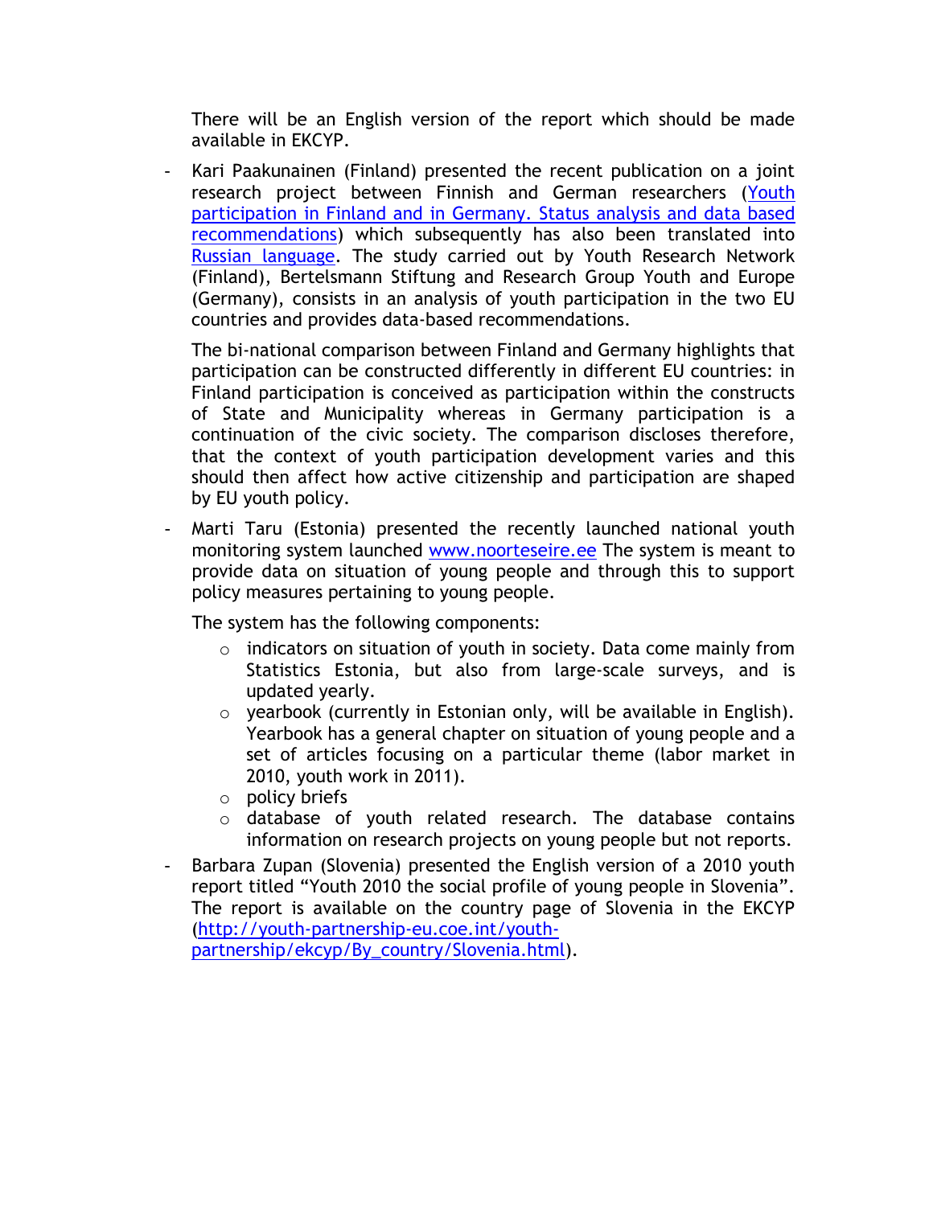There will be an English version of the report which should be made available in EKCYP.

- Kari Paakunainen (Finland) presented the recent publication on a joint research project between Finnish and German researchers ([Youth participation in Finland and in Germany. Status analysis and data based recommendations]) which subsequently has also been translated into [Russian language]. The study carried out by Youth Research Network (Finland), Bertelsmann Stiftung and Research Group Youth and Europe (Germany), consists in an analysis of youth participation in the two EU countries and provides data-based recommendations.

  The bi-national comparison between Finland and Germany highlights that participation can be constructed differently in different EU countries: in Finland participation is conceived as participation within the constructs of State and Municipality whereas in Germany participation is a continuation of the civic society. The comparison discloses therefore, that the context of youth participation development varies and this should then affect how active citizenship and participation are shaped by EU youth policy.

- Marti Taru (Estonia) presented the recently launched national youth monitoring system launched www.noorteseire.ee The system is meant to provide data on situation of young people and through this to support policy measures pertaining to young people.

  The system has the following components:

  - indicators on situation of youth in society. Data come mainly from Statistics Estonia, but also from large-scale surveys, and is updated yearly.
  - yearbook (currently in Estonian only, will be available in English). Yearbook has a general chapter on situation of young people and a set of articles focusing on a particular theme (labor market in 2010, youth work in 2011).
  - policy briefs
  - database of youth related research. The database contains information on research projects on young people but not reports.

- Barbara Zupan (Slovenia) presented the English version of a 2010 youth report titled “Youth 2010 the social profile of young people in Slovenia”. The report is available on the country page of Slovenia in the EKCYP (http://youth-partnership-eu.coe.int/youth-partnership/ekcyp/By_country/Slovenia.html).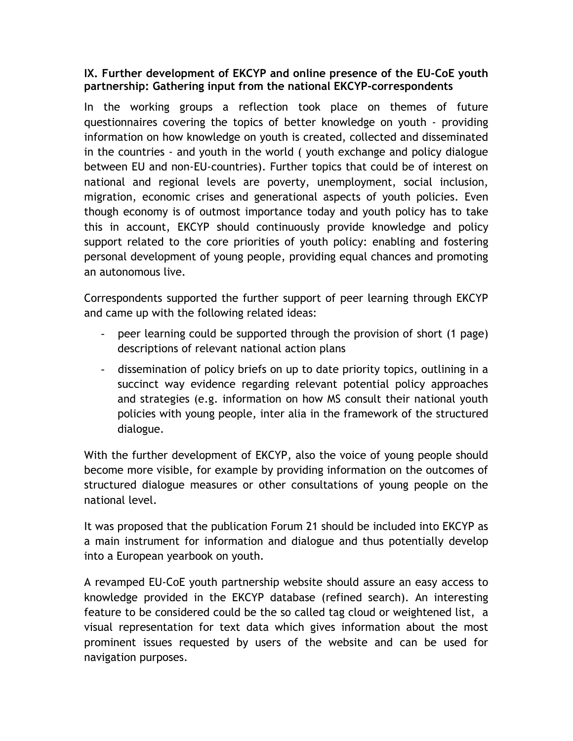## IX. Further development of EKCYP and online presence of the EU-CoE youth partnership: Gathering input from the national EKCYP-correspondents

In the working groups a reflection took place on themes of future questionnaires covering the topics of better knowledge on youth - providing information on how knowledge on youth is created, collected and disseminated in the countries - and youth in the world ( youth exchange and policy dialogue between EU and non-EU-countries). Further topics that could be of interest on national and regional levels are poverty, unemployment, social inclusion, migration, economic crises and generational aspects of youth policies. Even though economy is of outmost importance today and youth policy has to take this in account, EKCYP should continuously provide knowledge and policy support related to the core priorities of youth policy: enabling and fostering personal development of young people, providing equal chances and promoting an autonomous live.

Correspondents supported the further support of peer learning through EKCYP and came up with the following related ideas:

- peer learning could be supported through the provision of short (1 page) descriptions of relevant national action plans
- dissemination of policy briefs on up to date priority topics, outlining in a succinct way evidence regarding relevant potential policy approaches and strategies (e.g. information on how MS consult their national youth policies with young people, inter alia in the framework of the structured dialogue.

With the further development of EKCYP, also the voice of young people should become more visible, for example by providing information on the outcomes of structured dialogue measures or other consultations of young people on the national level.

It was proposed that the publication Forum 21 should be included into EKCYP as a main instrument for information and dialogue and thus potentially develop into a European yearbook on youth.

A revamped EU-CoE youth partnership website should assure an easy access to knowledge provided in the EKCYP database (refined search). An interesting feature to be considered could be the so called tag cloud or weightened list, a visual representation for text data which gives information about the most prominent issues requested by users of the website and can be used for navigation purposes.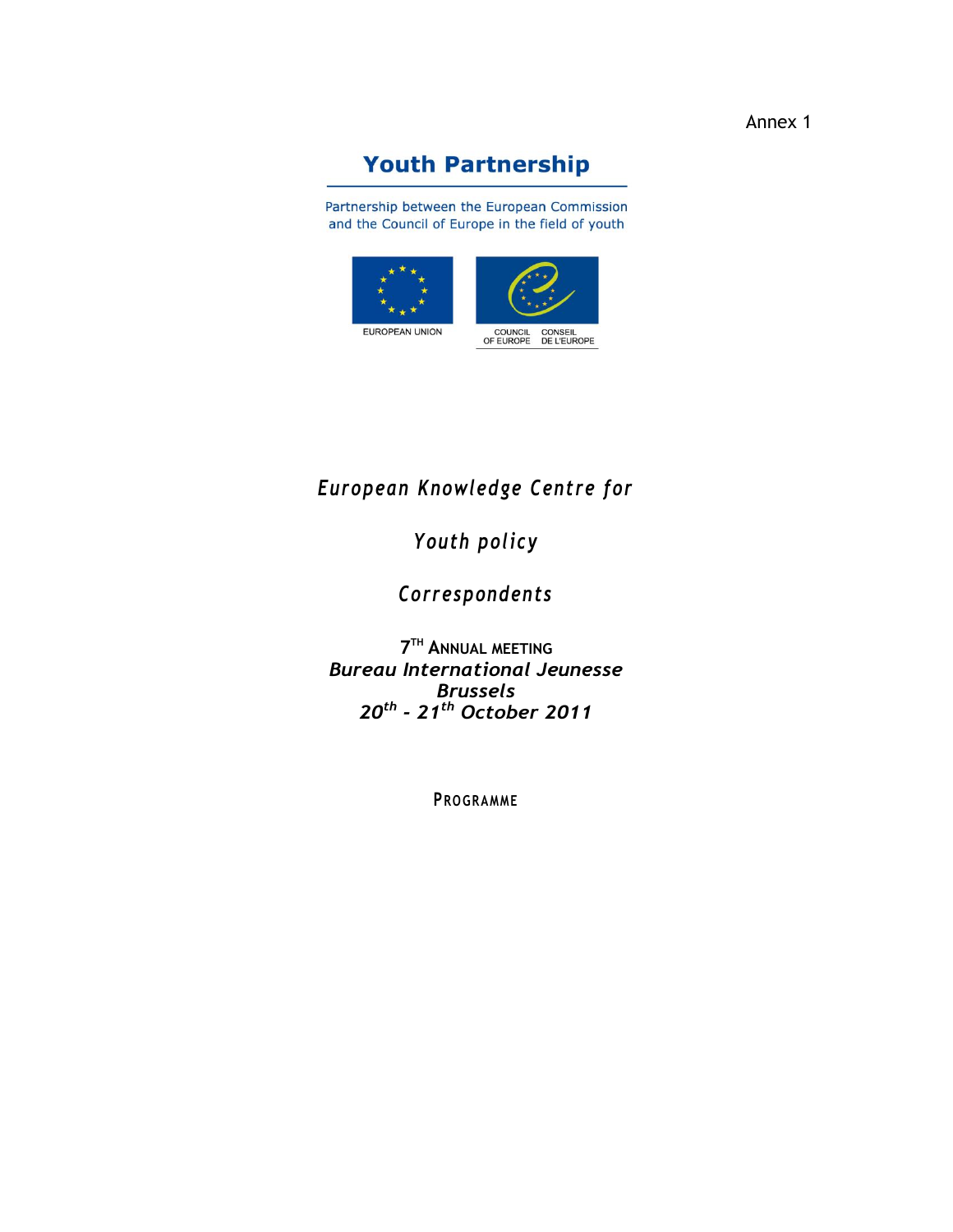Annex 1

# Youth Partnership

Partnership between the European Commission and the Council of Europe in the field of youth

EUROPEAN UNION

COUNCIL OF EUROPE CONSEIL DE L'EUROPE

*European Knowledge Centre for*

*Youth policy*

*Correspondents*

7TH ANNUAL MEETING
***Bureau International Jeunesse***
***Brussels***
***20th - 21th October 2011***

PROGRAMME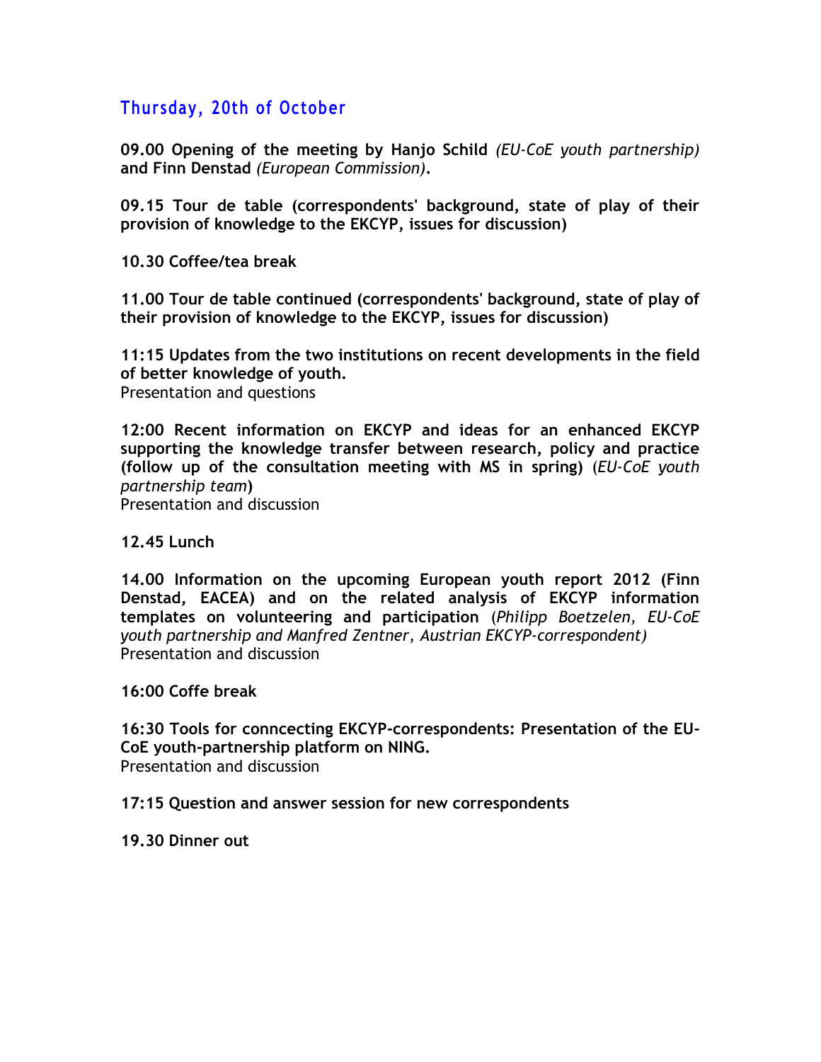## Thursday, 20th of October

**09.00 Opening of the meeting by Hanjo Schild** *(EU-CoE youth partnership)* **and Finn Denstad** *(European Commission)***.**

**09.15 Tour de table (correspondents' background, state of play of their provision of knowledge to the EKCYP, issues for discussion)**

**10.30 Coffee/tea break**

**11.00 Tour de table continued (correspondents' background, state of play of their provision of knowledge to the EKCYP, issues for discussion)**

**11:15 Updates from the two institutions on recent developments in the field of better knowledge of youth.**
Presentation and questions

**12:00 Recent information on EKCYP and ideas for an enhanced EKCYP supporting the knowledge transfer between research, policy and practice (follow up of the consultation meeting with MS in spring)** (*EU-CoE youth partnership team*)
Presentation and discussion

**12.45 Lunch**

**14.00 Information on the upcoming European youth report 2012 (Finn Denstad, EACEA) and on the related analysis of EKCYP information templates on volunteering and participation** (*Philipp Boetzelen, EU-CoE youth partnership and Manfred Zentner, Austrian EKCYP-correspondent)*
Presentation and discussion

**16:00 Coffe break**

**16:30 Tools for conncecting EKCYP-correspondents: Presentation of the EU-CoE youth-partnership platform on NING.**
Presentation and discussion

**17:15 Question and answer session for new correspondents**

**19.30 Dinner out**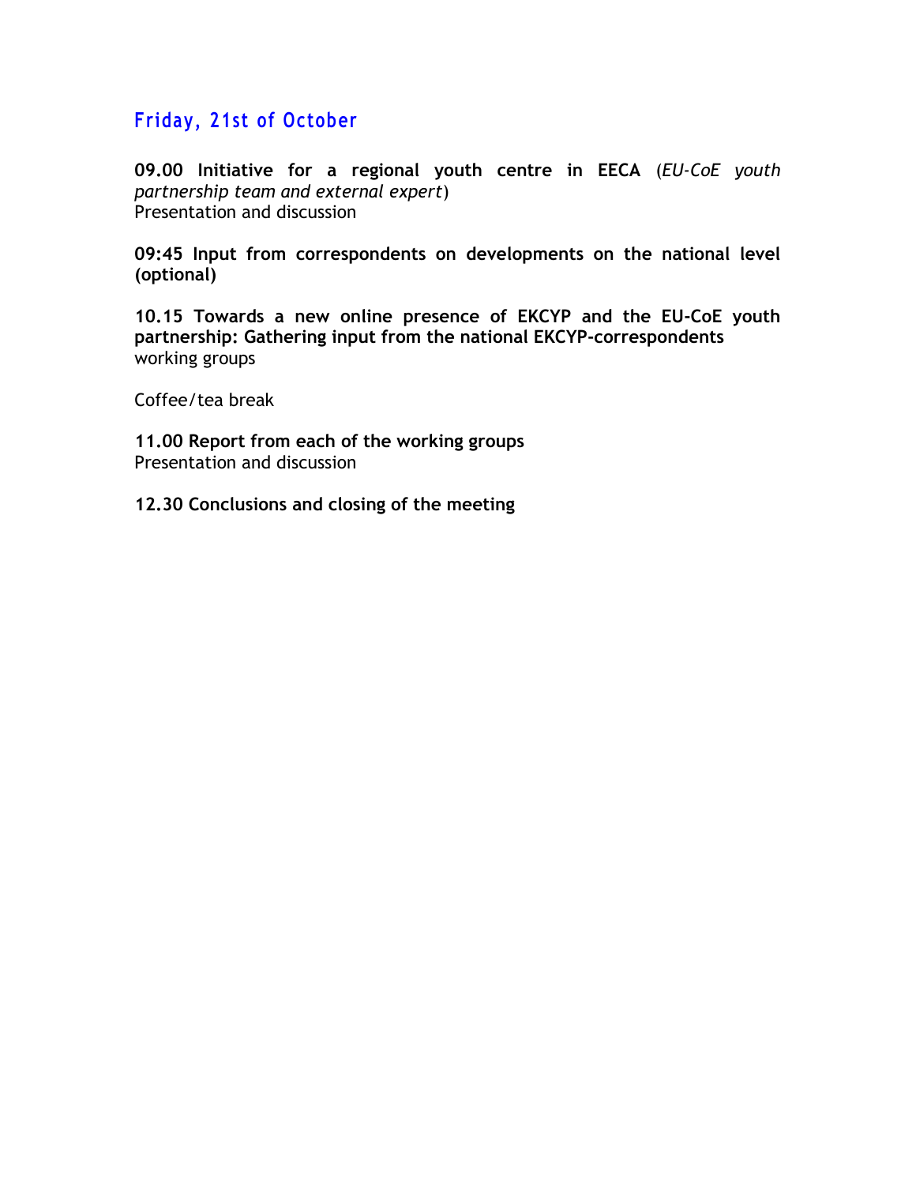## Friday, 21st of October

**09.00 Initiative for a regional youth centre in EECA** (*EU-CoE youth partnership team and external expert*)
Presentation and discussion

**09:45 Input from correspondents on developments on the national level (optional)**

**10.15 Towards a new online presence of EKCYP and the EU-CoE youth partnership: Gathering input from the national EKCYP-correspondents**
working groups

Coffee/tea break

**11.00 Report from each of the working groups**
Presentation and discussion

**12.30 Conclusions and closing of the meeting**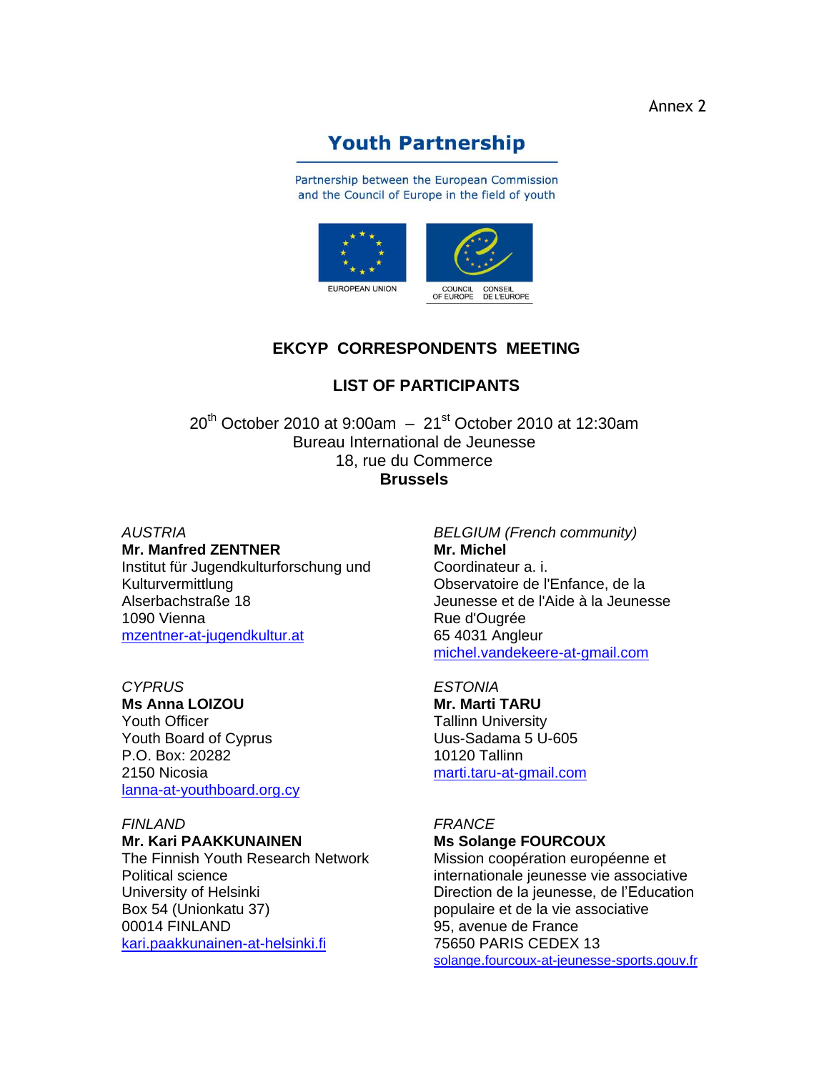Annex 2

# Youth Partnership

Partnership between the European Commission
and the Council of Europe in the field of youth

EUROPEAN UNION

COUNCIL OF EUROPE    CONSEIL DE L'EUROPE

## EKCYP CORRESPONDENTS MEETING

## LIST OF PARTICIPANTS

20th October 2010 at 9:00am – 21st October 2010 at 12:30am
Bureau International de Jeunesse
18, rue du Commerce
**Brussels**

*AUSTRIA*
**Mr. Manfred ZENTNER**
Institut für Jugendkulturforschung und Kulturvermittlung
Alserbachstraße 18
1090 Vienna
mzentner-at-jugendkultur.at

*BELGIUM (French community)*
**Mr. Michel**
Coordinateur a. i.
Observatoire de l'Enfance, de la Jeunesse et de l'Aide à la Jeunesse
Rue d'Ougrée
65 4031 Angleur
michel.vandekeere-at-gmail.com

*CYPRUS*
**Ms Anna LOIZOU**
Youth Officer
Youth Board of Cyprus
P.O. Box: 20282
2150 Nicosia
lanna-at-youthboard.org.cy

*ESTONIA*
**Mr. Marti TARU**
Tallinn University
Uus-Sadama 5 U-605
10120 Tallinn
marti.taru-at-gmail.com

*FINLAND*
**Mr. Kari PAAKKUNAINEN**
The Finnish Youth Research Network
Political science
University of Helsinki
Box 54 (Unionkatu 37)
00014 FINLAND
kari.paakkunainen-at-helsinki.fi

*FRANCE*
**Ms Solange FOURCOUX**
Mission coopération européenne et internationale jeunesse vie associative
Direction de la jeunesse, de l'Education populaire et de la vie associative
95, avenue de France
75650 PARIS CEDEX 13
solange.fourcoux-at-jeunesse-sports.gouv.fr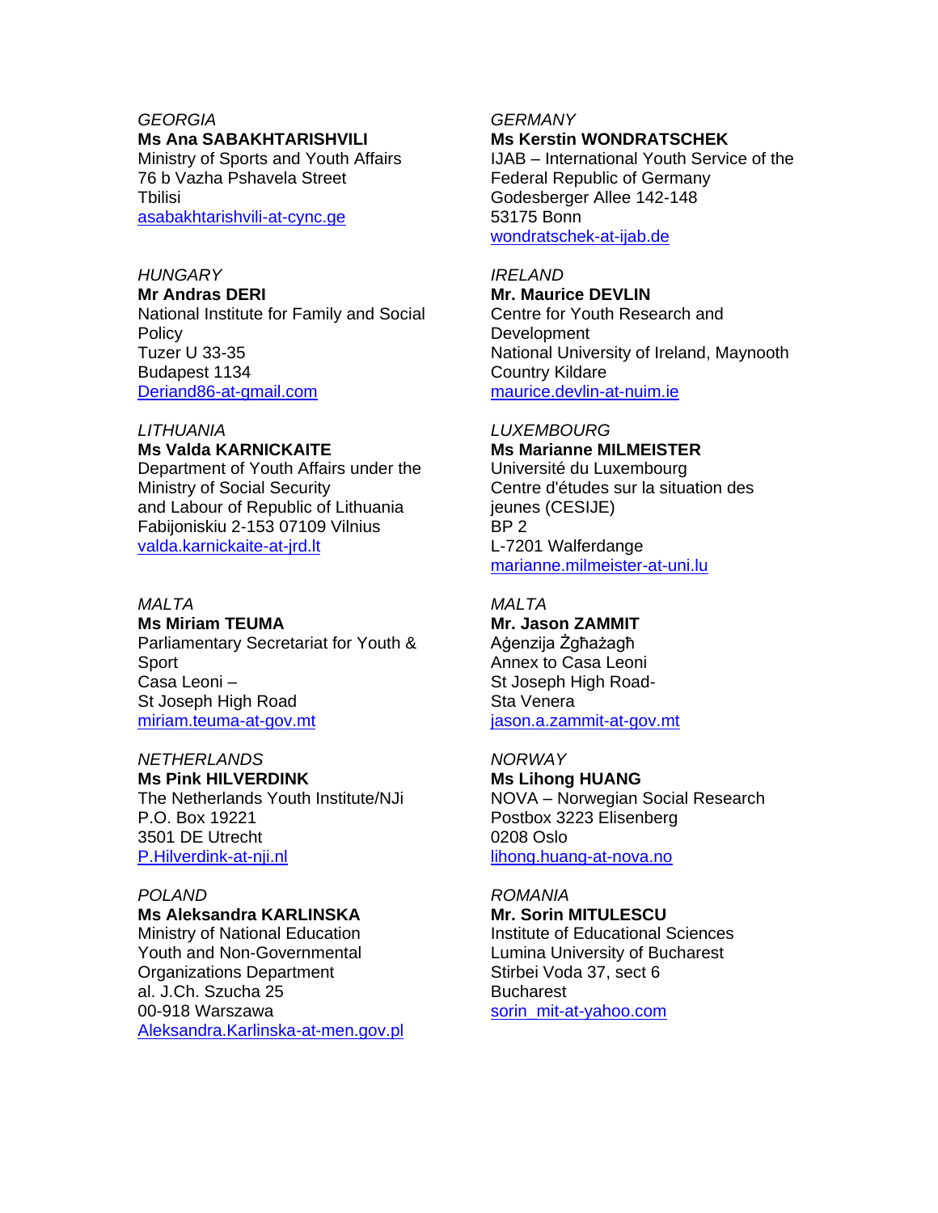*GEORGIA*
**Ms Ana SABAKHTARISHVILI**
Ministry of Sports and Youth Affairs
76 b Vazha Pshavela Street
Tbilisi
asabakhtarishvili-at-cync.ge

*GERMANY*
**Ms Kerstin WONDRATSCHEK**
IJAB – International Youth Service of the Federal Republic of Germany
Godesberger Allee 142-148
53175 Bonn
wondratschek-at-ijab.de

*HUNGARY*
**Mr Andras DERI**
National Institute for Family and Social Policy
Tuzer U 33-35
Budapest 1134
Deriand86-at-gmail.com

*IRELAND*
**Mr. Maurice DEVLIN**
Centre for Youth Research and Development
National University of Ireland, Maynooth
Country Kildare
maurice.devlin-at-nuim.ie

*LITHUANIA*
**Ms Valda KARNICKAITE**
Department of Youth Affairs under the Ministry of Social Security
and Labour of Republic of Lithuania
Fabijoniskiu 2-153 07109 Vilnius
valda.karnickaite-at-jrd.lt

*LUXEMBOURG*
**Ms Marianne MILMEISTER**
Université du Luxembourg
Centre d'études sur la situation des jeunes (CESIJE)
BP 2
L-7201 Walferdange
marianne.milmeister-at-uni.lu

*MALTA*
**Ms Miriam TEUMA**
Parliamentary Secretariat for Youth & Sport
Casa Leoni –
St Joseph High Road
miriam.teuma-at-gov.mt

*MALTA*
**Mr. Jason ZAMMIT**
Aġenzija Żgħażagħ
Annex to Casa Leoni
St Joseph High Road-
Sta Venera
jason.a.zammit-at-gov.mt

*NETHERLANDS*
**Ms Pink HILVERDINK**
The Netherlands Youth Institute/NJi
P.O. Box 19221
3501 DE Utrecht
P.Hilverdink-at-nji.nl

*NORWAY*
**Ms Lihong HUANG**
NOVA – Norwegian Social Research
Postbox 3223 Elisenberg
0208 Oslo
lihong.huang-at-nova.no

*POLAND*
**Ms Aleksandra KARLINSKA**
Ministry of National Education
Youth and Non-Governmental Organizations Department
al. J.Ch. Szucha 25
00-918 Warszawa
Aleksandra.Karlinska-at-men.gov.pl

*ROMANIA*
**Mr. Sorin MITULESCU**
Institute of Educational Sciences
Lumina University of Bucharest
Stirbei Voda 37, sect 6
Bucharest
sorin_mit-at-yahoo.com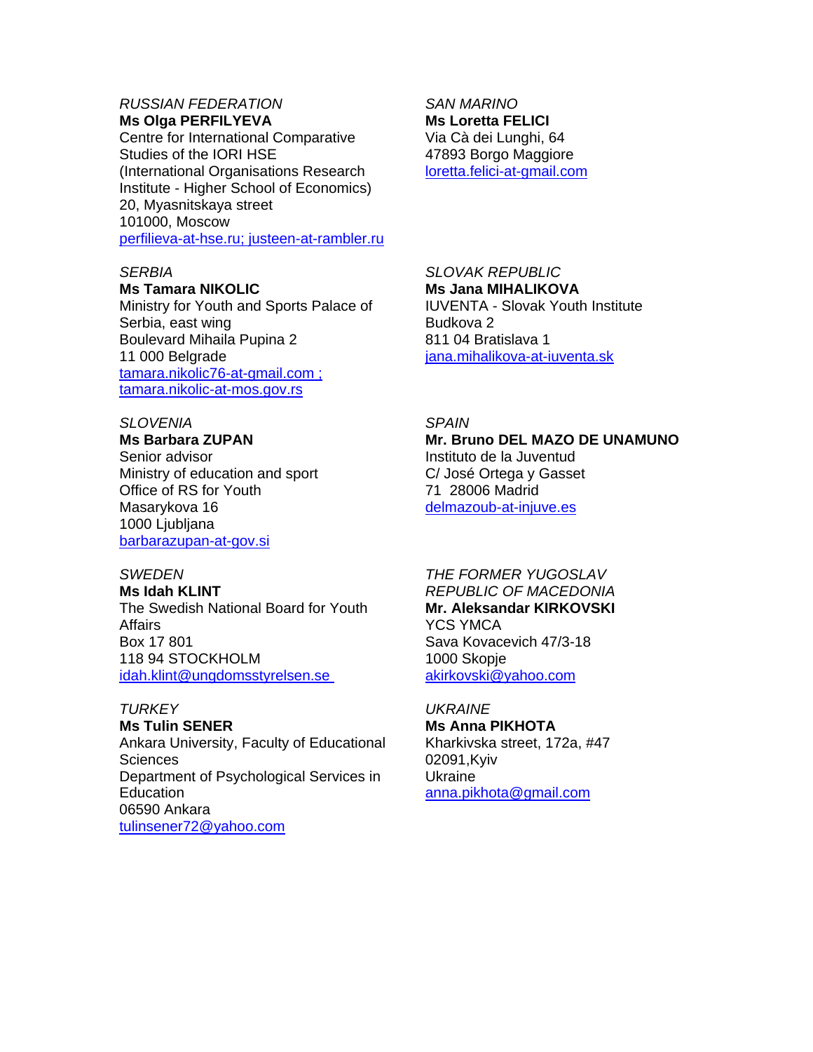*RUSSIAN FEDERATION*
**Ms Olga PERFILYEVA**
Centre for International Comparative Studies of the IORI HSE
(International Organisations Research Institute - Higher School of Economics)
20, Myasnitskaya street
101000, Moscow
perfilieva-at-hse.ru; justeen-at-rambler.ru

*SAN MARINO*
**Ms Loretta FELICI**
Via Cà dei Lunghi, 64
47893 Borgo Maggiore
loretta.felici-at-gmail.com

*SERBIA*
**Ms Tamara NIKOLIC**
Ministry for Youth and Sports Palace of Serbia, east wing
Boulevard Mihaila Pupina 2
11 000 Belgrade
tamara.nikolic76-at-gmail.com ;
tamara.nikolic-at-mos.gov.rs

*SLOVAK REPUBLIC*
**Ms Jana MIHALIKOVA**
IUVENTA - Slovak Youth Institute
Budkova 2
811 04 Bratislava 1
jana.mihalikova-at-iuventa.sk

*SLOVENIA*
**Ms Barbara ZUPAN**
Senior advisor
Ministry of education and sport
Office of RS for Youth
Masarykova 16
1000 Ljubljana
barbarazupan-at-gov.si

*SPAIN*
**Mr. Bruno DEL MAZO DE UNAMUNO**
Instituto de la Juventud
C/ José Ortega y Gasset
71 28006 Madrid
delmazoub-at-injuve.es

*SWEDEN*
**Ms Idah KLINT**
The Swedish National Board for Youth Affairs
Box 17 801
118 94 STOCKHOLM
idah.klint@ungdomsstyrelsen.se

*THE FORMER YUGOSLAV REPUBLIC OF MACEDONIA*
**Mr. Aleksandar KIRKOVSKI**
YCS YMCA
Sava Kovacevich 47/3-18
1000 Skopje
akirkovski@yahoo.com

*TURKEY*
**Ms Tulin SENER**
Ankara University, Faculty of Educational Sciences
Department of Psychological Services in Education
06590 Ankara
tulinsener72@yahoo.com

*UKRAINE*
**Ms Anna PIKHOTA**
Kharkivska street, 172a, #47
02091,Kyiv
Ukraine
anna.pikhota@gmail.com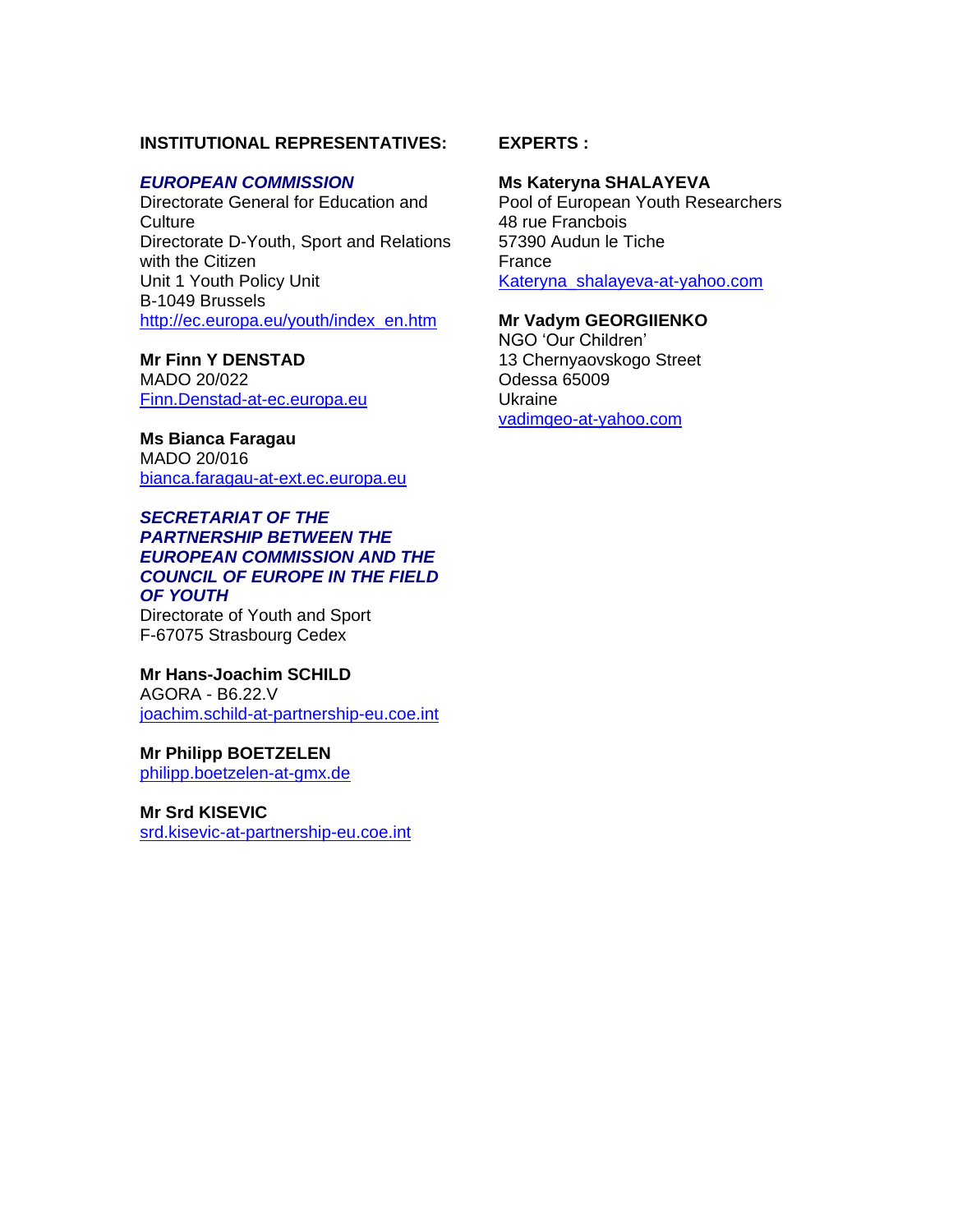**INSTITUTIONAL REPRESENTATIVES:**

***EUROPEAN COMMISSION***
Directorate General for Education and Culture
Directorate D-Youth, Sport and Relations with the Citizen
Unit 1 Youth Policy Unit
B-1049 Brussels
http://ec.europa.eu/youth/index_en.htm

**Mr Finn Y DENSTAD**
MADO 20/022
Finn.Denstad-at-ec.europa.eu

**Ms Bianca Faragau**
MADO 20/016
bianca.faragau-at-ext.ec.europa.eu

***SECRETARIAT OF THE PARTNERSHIP BETWEEN THE EUROPEAN COMMISSION AND THE COUNCIL OF EUROPE IN THE FIELD OF YOUTH***
Directorate of Youth and Sport
F-67075 Strasbourg Cedex

**Mr Hans-Joachim SCHILD**
AGORA - B6.22.V
joachim.schild-at-partnership-eu.coe.int

**Mr Philipp BOETZELEN**
philipp.boetzelen-at-gmx.de

**Mr Srd KISEVIC**
srd.kisevic-at-partnership-eu.coe.int

**EXPERTS :**

**Ms Kateryna SHALAYEVA**
Pool of European Youth Researchers
48 rue Francbois
57390 Audun le Tiche
France
Kateryna_shalayeva-at-yahoo.com

**Mr Vadym GEORGIIENKO**
NGO 'Our Children'
13 Chernyaovskogo Street
Odessa 65009
Ukraine
vadimgeo-at-yahoo.com